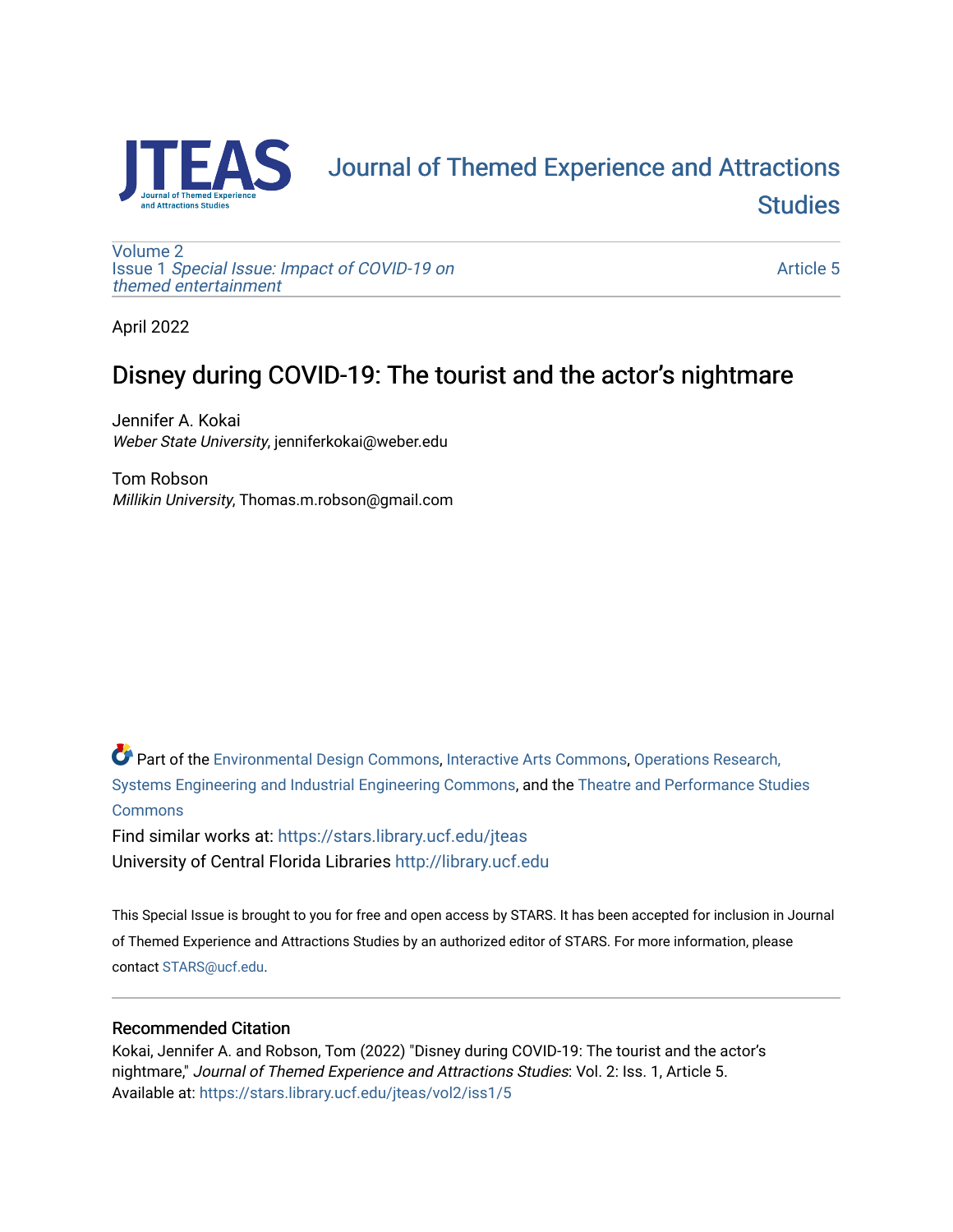# Journal of Themed Experience and Attractions Studies

Volume 2
Issue 1 *Special Issue: Impact of COVID-19 on themed entertainment*

Article 5

April 2022

## Disney during COVID-19: The tourist and the actor's nightmare

Jennifer A. Kokai
*Weber State University*, jenniferkokai@weber.edu

Tom Robson
*Millikin University*, Thomas.m.robson@gmail.com

Part of the Environmental Design Commons, Interactive Arts Commons, Operations Research, Systems Engineering and Industrial Engineering Commons, and the Theatre and Performance Studies Commons

Find similar works at: https://stars.library.ucf.edu/jteas
University of Central Florida Libraries http://library.ucf.edu

This Special Issue is brought to you for free and open access by STARS. It has been accepted for inclusion in Journal of Themed Experience and Attractions Studies by an authorized editor of STARS. For more information, please contact STARS@ucf.edu.

### Recommended Citation

Kokai, Jennifer A. and Robson, Tom (2022) "Disney during COVID-19: The tourist and the actor's nightmare," *Journal of Themed Experience and Attractions Studies*: Vol. 2: Iss. 1, Article 5.
Available at: https://stars.library.ucf.edu/jteas/vol2/iss1/5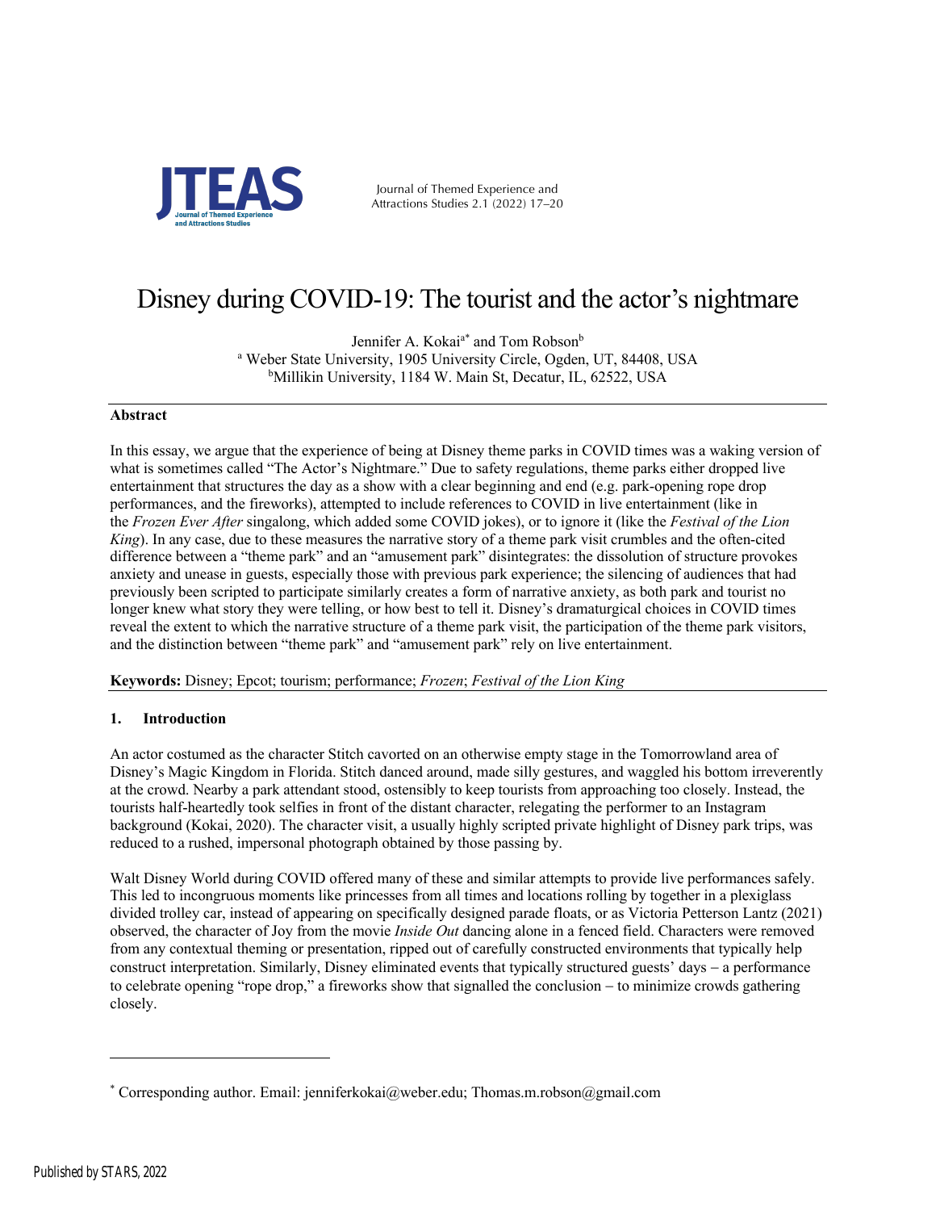# Disney during COVID-19: The tourist and the actor's nightmare

Jennifer A. Kokai[a*] and Tom Robson[b]

[a] Weber State University, 1905 University Circle, Ogden, UT, 84408, USA
[b] Millikin University, 1184 W. Main St, Decatur, IL, 62522, USA

**Abstract**

In this essay, we argue that the experience of being at Disney theme parks in COVID times was a waking version of what is sometimes called "The Actor's Nightmare." Due to safety regulations, theme parks either dropped live entertainment that structures the day as a show with a clear beginning and end (e.g. park-opening rope drop performances, and the fireworks), attempted to include references to COVID in live entertainment (like in the *Frozen Ever After* singalong, which added some COVID jokes), or to ignore it (like the *Festival of the Lion King*). In any case, due to these measures the narrative story of a theme park visit crumbles and the often-cited difference between a "theme park" and an "amusement park" disintegrates: the dissolution of structure provokes anxiety and unease in guests, especially those with previous park experience; the silencing of audiences that had previously been scripted to participate similarly creates a form of narrative anxiety, as both park and tourist no longer knew what story they were telling, or how best to tell it. Disney's dramaturgical choices in COVID times reveal the extent to which the narrative structure of a theme park visit, the participation of the theme park visitors, and the distinction between "theme park" and "amusement park" rely on live entertainment.

**Keywords:** Disney; Epcot; tourism; performance; *Frozen*; *Festival of the Lion King*

## 1. Introduction

An actor costumed as the character Stitch cavorted on an otherwise empty stage in the Tomorrowland area of Disney's Magic Kingdom in Florida. Stitch danced around, made silly gestures, and waggled his bottom irreverently at the crowd. Nearby a park attendant stood, ostensibly to keep tourists from approaching too closely. Instead, the tourists half-heartedly took selfies in front of the distant character, relegating the performer to an Instagram background (Kokai, 2020). The character visit, a usually highly scripted private highlight of Disney park trips, was reduced to a rushed, impersonal photograph obtained by those passing by.

Walt Disney World during COVID offered many of these and similar attempts to provide live performances safely. This led to incongruous moments like princesses from all times and locations rolling by together in a plexiglass divided trolley car, instead of appearing on specifically designed parade floats, or as Victoria Petterson Lantz (2021) observed, the character of Joy from the movie *Inside Out* dancing alone in a fenced field. Characters were removed from any contextual theming or presentation, ripped out of carefully constructed environments that typically help construct interpretation. Similarly, Disney eliminated events that typically structured guests' days – a performance to celebrate opening "rope drop," a fireworks show that signalled the conclusion – to minimize crowds gathering closely.

---

[*] Corresponding author. Email: jenniferkokai@weber.edu; Thomas.m.robson@gmail.com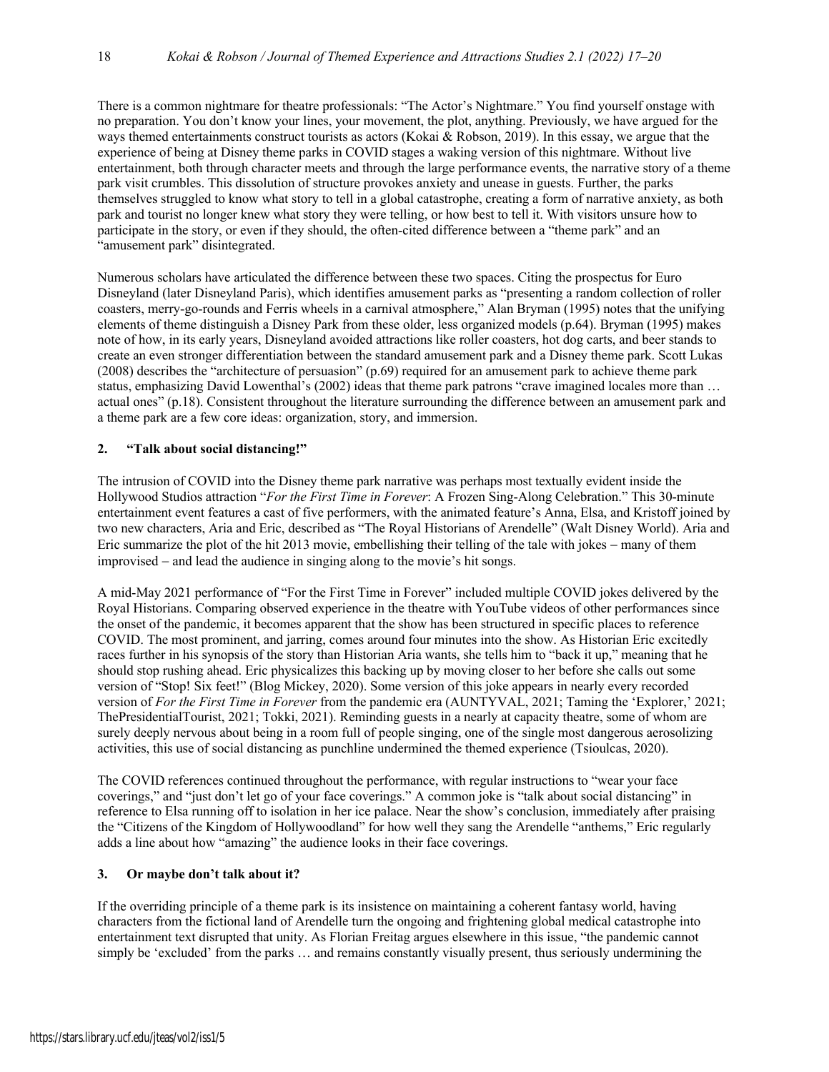There is a common nightmare for theatre professionals: "The Actor's Nightmare." You find yourself onstage with no preparation. You don't know your lines, your movement, the plot, anything. Previously, we have argued for the ways themed entertainments construct tourists as actors (Kokai & Robson, 2019). In this essay, we argue that the experience of being at Disney theme parks in COVID stages a waking version of this nightmare. Without live entertainment, both through character meets and through the large performance events, the narrative story of a theme park visit crumbles. This dissolution of structure provokes anxiety and unease in guests. Further, the parks themselves struggled to know what story to tell in a global catastrophe, creating a form of narrative anxiety, as both park and tourist no longer knew what story they were telling, or how best to tell it. With visitors unsure how to participate in the story, or even if they should, the often-cited difference between a "theme park" and an "amusement park" disintegrated.

Numerous scholars have articulated the difference between these two spaces. Citing the prospectus for Euro Disneyland (later Disneyland Paris), which identifies amusement parks as "presenting a random collection of roller coasters, merry-go-rounds and Ferris wheels in a carnival atmosphere," Alan Bryman (1995) notes that the unifying elements of theme distinguish a Disney Park from these older, less organized models (p.64). Bryman (1995) makes note of how, in its early years, Disneyland avoided attractions like roller coasters, hot dog carts, and beer stands to create an even stronger differentiation between the standard amusement park and a Disney theme park. Scott Lukas (2008) describes the "architecture of persuasion" (p.69) required for an amusement park to achieve theme park status, emphasizing David Lowenthal's (2002) ideas that theme park patrons "crave imagined locales more than … actual ones" (p.18). Consistent throughout the literature surrounding the difference between an amusement park and a theme park are a few core ideas: organization, story, and immersion.

## 2. "Talk about social distancing!"

The intrusion of COVID into the Disney theme park narrative was perhaps most textually evident inside the Hollywood Studios attraction "*For the First Time in Forever*: A Frozen Sing-Along Celebration." This 30-minute entertainment event features a cast of five performers, with the animated feature's Anna, Elsa, and Kristoff joined by two new characters, Aria and Eric, described as "The Royal Historians of Arendelle" (Walt Disney World). Aria and Eric summarize the plot of the hit 2013 movie, embellishing their telling of the tale with jokes – many of them improvised – and lead the audience in singing along to the movie's hit songs.

A mid-May 2021 performance of "For the First Time in Forever" included multiple COVID jokes delivered by the Royal Historians. Comparing observed experience in the theatre with YouTube videos of other performances since the onset of the pandemic, it becomes apparent that the show has been structured in specific places to reference COVID. The most prominent, and jarring, comes around four minutes into the show. As Historian Eric excitedly races further in his synopsis of the story than Historian Aria wants, she tells him to "back it up," meaning that he should stop rushing ahead. Eric physicalizes this backing up by moving closer to her before she calls out some version of "Stop! Six feet!" (Blog Mickey, 2020). Some version of this joke appears in nearly every recorded version of *For the First Time in Forever* from the pandemic era (AUNTYVAL, 2021; Taming the 'Explorer,' 2021; ThePresidentialTourist, 2021; Tokki, 2021). Reminding guests in a nearly at capacity theatre, some of whom are surely deeply nervous about being in a room full of people singing, one of the single most dangerous aerosolizing activities, this use of social distancing as punchline undermined the themed experience (Tsioulcas, 2020).

The COVID references continued throughout the performance, with regular instructions to "wear your face coverings," and "just don't let go of your face coverings." A common joke is "talk about social distancing" in reference to Elsa running off to isolation in her ice palace. Near the show's conclusion, immediately after praising the "Citizens of the Kingdom of Hollywoodland" for how well they sang the Arendelle "anthems," Eric regularly adds a line about how "amazing" the audience looks in their face coverings.

## 3. Or maybe don't talk about it?

If the overriding principle of a theme park is its insistence on maintaining a coherent fantasy world, having characters from the fictional land of Arendelle turn the ongoing and frightening global medical catastrophe into entertainment text disrupted that unity. As Florian Freitag argues elsewhere in this issue, "the pandemic cannot simply be 'excluded' from the parks … and remains constantly visually present, thus seriously undermining the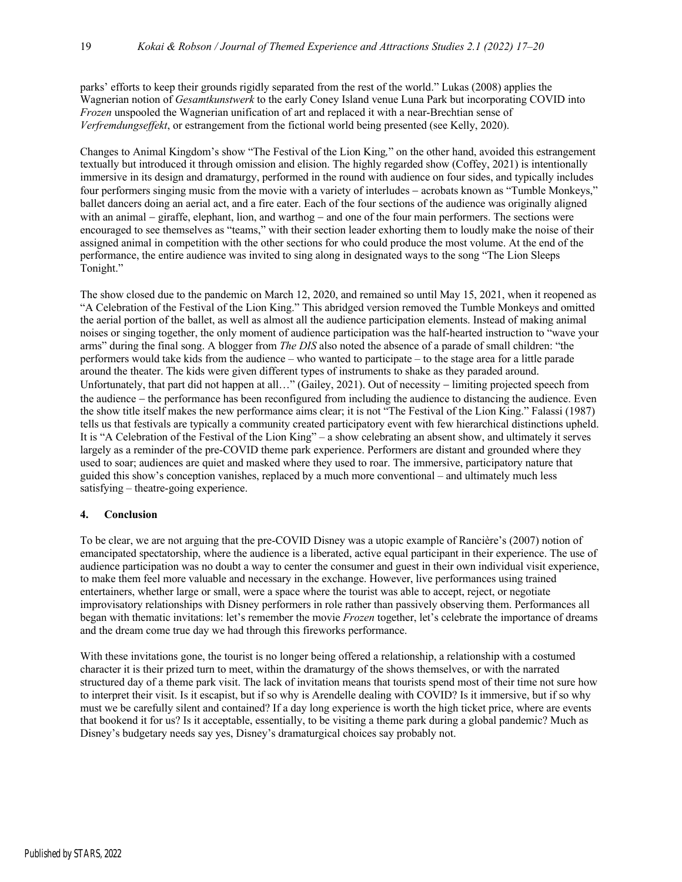parks' efforts to keep their grounds rigidly separated from the rest of the world." Lukas (2008) applies the Wagnerian notion of *Gesamtkunstwerk* to the early Coney Island venue Luna Park but incorporating COVID into *Frozen* unspooled the Wagnerian unification of art and replaced it with a near-Brechtian sense of *Verfremdungseffekt*, or estrangement from the fictional world being presented (see Kelly, 2020).

Changes to Animal Kingdom's show "The Festival of the Lion King," on the other hand, avoided this estrangement textually but introduced it through omission and elision. The highly regarded show (Coffey, 2021) is intentionally immersive in its design and dramaturgy, performed in the round with audience on four sides, and typically includes four performers singing music from the movie with a variety of interludes – acrobats known as "Tumble Monkeys," ballet dancers doing an aerial act, and a fire eater. Each of the four sections of the audience was originally aligned with an animal – giraffe, elephant, lion, and warthog – and one of the four main performers. The sections were encouraged to see themselves as "teams," with their section leader exhorting them to loudly make the noise of their assigned animal in competition with the other sections for who could produce the most volume. At the end of the performance, the entire audience was invited to sing along in designated ways to the song "The Lion Sleeps Tonight."

The show closed due to the pandemic on March 12, 2020, and remained so until May 15, 2021, when it reopened as "A Celebration of the Festival of the Lion King." This abridged version removed the Tumble Monkeys and omitted the aerial portion of the ballet, as well as almost all the audience participation elements. Instead of making animal noises or singing together, the only moment of audience participation was the half-hearted instruction to "wave your arms" during the final song. A blogger from *The DIS* also noted the absence of a parade of small children: "the performers would take kids from the audience – who wanted to participate – to the stage area for a little parade around the theater. The kids were given different types of instruments to shake as they paraded around. Unfortunately, that part did not happen at all…" (Gailey, 2021). Out of necessity – limiting projected speech from the audience – the performance has been reconfigured from including the audience to distancing the audience. Even the show title itself makes the new performance aims clear; it is not "The Festival of the Lion King." Falassi (1987) tells us that festivals are typically a community created participatory event with few hierarchical distinctions upheld. It is "A Celebration of the Festival of the Lion King" – a show celebrating an absent show, and ultimately it serves largely as a reminder of the pre-COVID theme park experience. Performers are distant and grounded where they used to soar; audiences are quiet and masked where they used to roar. The immersive, participatory nature that guided this show's conception vanishes, replaced by a much more conventional – and ultimately much less satisfying – theatre-going experience.

## 4. Conclusion

To be clear, we are not arguing that the pre-COVID Disney was a utopic example of Rancière's (2007) notion of emancipated spectatorship, where the audience is a liberated, active equal participant in their experience. The use of audience participation was no doubt a way to center the consumer and guest in their own individual visit experience, to make them feel more valuable and necessary in the exchange. However, live performances using trained entertainers, whether large or small, were a space where the tourist was able to accept, reject, or negotiate improvisatory relationships with Disney performers in role rather than passively observing them. Performances all began with thematic invitations: let's remember the movie *Frozen* together, let's celebrate the importance of dreams and the dream come true day we had through this fireworks performance.

With these invitations gone, the tourist is no longer being offered a relationship, a relationship with a costumed character it is their prized turn to meet, within the dramaturgy of the shows themselves, or with the narrated structured day of a theme park visit. The lack of invitation means that tourists spend most of their time not sure how to interpret their visit. Is it escapist, but if so why is Arendelle dealing with COVID? Is it immersive, but if so why must we be carefully silent and contained? If a day long experience is worth the high ticket price, where are events that bookend it for us? Is it acceptable, essentially, to be visiting a theme park during a global pandemic? Much as Disney's budgetary needs say yes, Disney's dramaturgical choices say probably not.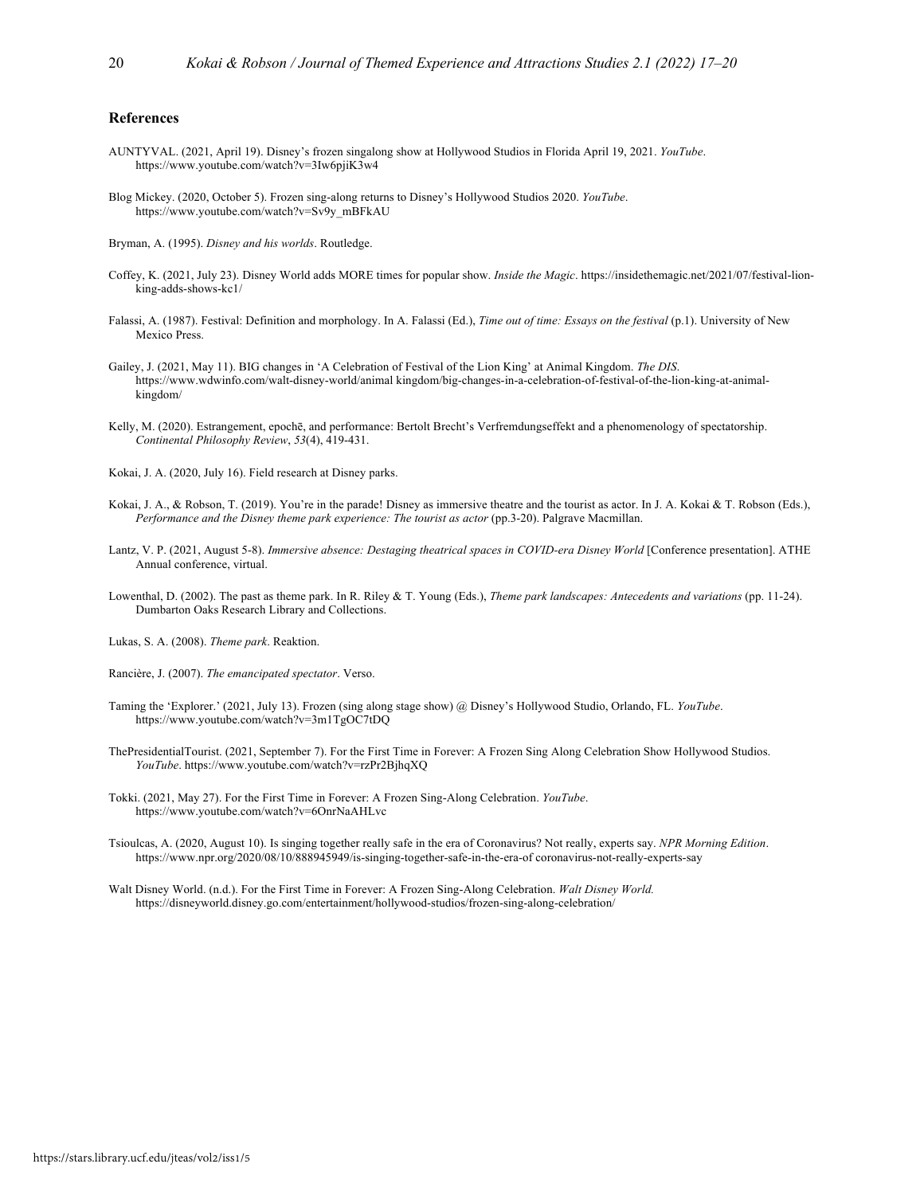## References

AUNTYVAL. (2021, April 19). Disney's frozen singalong show at Hollywood Studios in Florida April 19, 2021. *YouTube*. https://www.youtube.com/watch?v=3Iw6pjiK3w4

Blog Mickey. (2020, October 5). Frozen sing-along returns to Disney's Hollywood Studios 2020. *YouTube*. https://www.youtube.com/watch?v=Sv9y_mBFkAU

Bryman, A. (1995). *Disney and his worlds*. Routledge.

Coffey, K. (2021, July 23). Disney World adds MORE times for popular show. *Inside the Magic*. https://insidethemagic.net/2021/07/festival-lion-king-adds-shows-kc1/

Falassi, A. (1987). Festival: Definition and morphology. In A. Falassi (Ed.), *Time out of time: Essays on the festival* (p.1). University of New Mexico Press.

Gailey, J. (2021, May 11). BIG changes in 'A Celebration of Festival of the Lion King' at Animal Kingdom. *The DIS*. https://www.wdwinfo.com/walt-disney-world/animal kingdom/big-changes-in-a-celebration-of-festival-of-the-lion-king-at-animal-kingdom/

Kelly, M. (2020). Estrangement, epochē, and performance: Bertolt Brecht's Verfremdungseffekt and a phenomenology of spectatorship. *Continental Philosophy Review*, *53*(4), 419-431.

Kokai, J. A. (2020, July 16). Field research at Disney parks.

Kokai, J. A., & Robson, T. (2019). You're in the parade! Disney as immersive theatre and the tourist as actor. In J. A. Kokai & T. Robson (Eds.), *Performance and the Disney theme park experience: The tourist as actor* (pp.3-20). Palgrave Macmillan.

Lantz, V. P. (2021, August 5-8). *Immersive absence: Destaging theatrical spaces in COVID-era Disney World* [Conference presentation]. ATHE Annual conference, virtual.

Lowenthal, D. (2002). The past as theme park. In R. Riley & T. Young (Eds.), *Theme park landscapes: Antecedents and variations* (pp. 11-24). Dumbarton Oaks Research Library and Collections.

Lukas, S. A. (2008). *Theme park*. Reaktion.

Rancière, J. (2007). *The emancipated spectator*. Verso.

Taming the 'Explorer.' (2021, July 13). Frozen (sing along stage show) @ Disney's Hollywood Studio, Orlando, FL. *YouTube*. https://www.youtube.com/watch?v=3m1TgOC7tDQ

ThePresidentialTourist. (2021, September 7). For the First Time in Forever: A Frozen Sing Along Celebration Show Hollywood Studios. *YouTube*. https://www.youtube.com/watch?v=rzPr2BjhqXQ

Tokki. (2021, May 27). For the First Time in Forever: A Frozen Sing-Along Celebration. *YouTube*. https://www.youtube.com/watch?v=6OnrNaAHLvc

Tsioulcas, A. (2020, August 10). Is singing together really safe in the era of Coronavirus? Not really, experts say. *NPR Morning Edition*. https://www.npr.org/2020/08/10/888945949/is-singing-together-safe-in-the-era-of coronavirus-not-really-experts-say

Walt Disney World. (n.d.). For the First Time in Forever: A Frozen Sing-Along Celebration. *Walt Disney World.* https://disneyworld.disney.go.com/entertainment/hollywood-studios/frozen-sing-along-celebration/